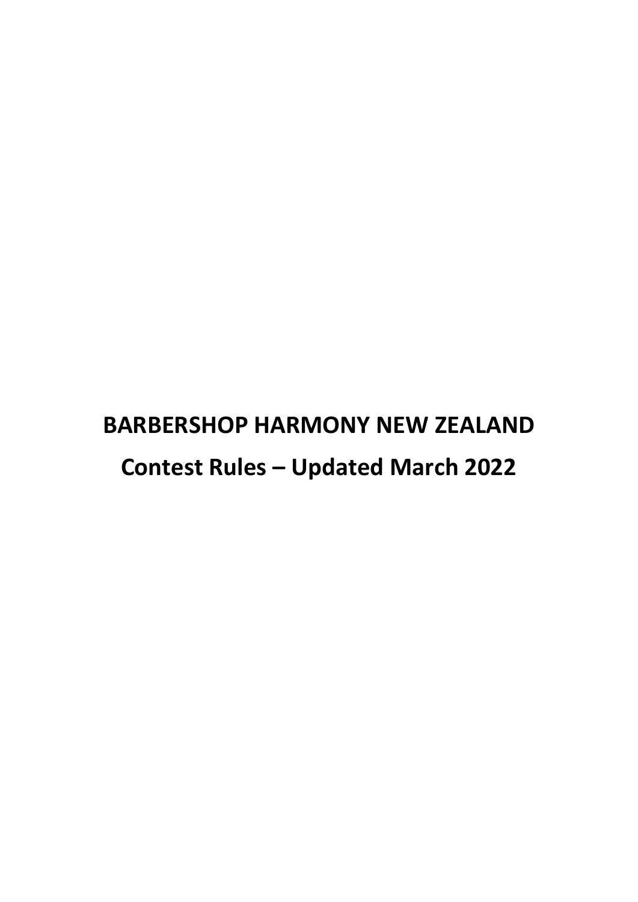# BARBERSHOP HARMONY NEW ZEALAND

## Contest Rules – Updated March 2022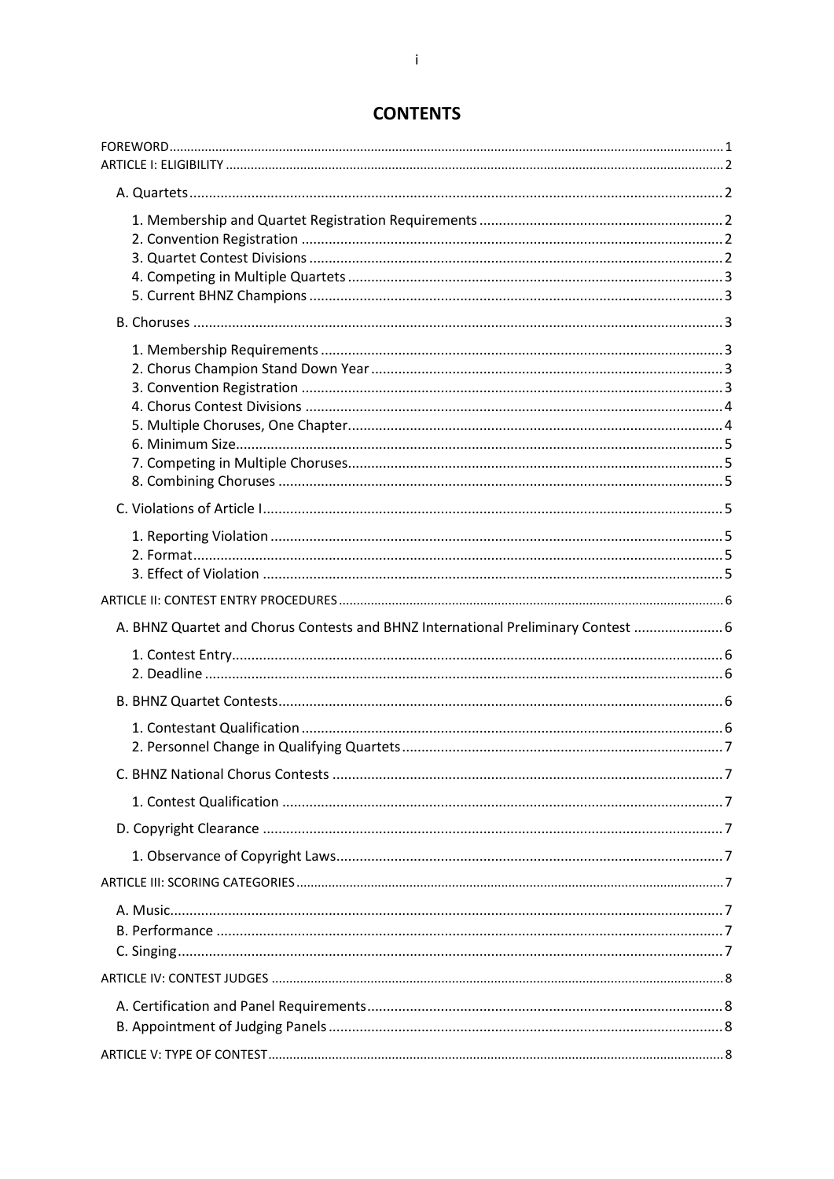# CONTENTS

FOREWORD ..... 1
ARTICLE I: ELIGIBILITY ..... 2

- A. Quartets ..... 2
  - 1. Membership and Quartet Registration Requirements ..... 2
  - 2. Convention Registration ..... 2
  - 3. Quartet Contest Divisions ..... 2
  - 4. Competing in Multiple Quartets ..... 3
  - 5. Current BHNZ Champions ..... 3
- B. Choruses ..... 3
  - 1. Membership Requirements ..... 3
  - 2. Chorus Champion Stand Down Year ..... 3
  - 3. Convention Registration ..... 3
  - 4. Chorus Contest Divisions ..... 4
  - 5. Multiple Choruses, One Chapter ..... 4
  - 6. Minimum Size ..... 5
  - 7. Competing in Multiple Choruses ..... 5
  - 8. Combining Choruses ..... 5
- C. Violations of Article I ..... 5
  - 1. Reporting Violation ..... 5
  - 2. Format ..... 5
  - 3. Effect of Violation ..... 5

ARTICLE II: CONTEST ENTRY PROCEDURES ..... 6

- A. BHNZ Quartet and Chorus Contests and BHNZ International Preliminary Contest ..... 6
  - 1. Contest Entry ..... 6
  - 2. Deadline ..... 6
- B. BHNZ Quartet Contests ..... 6
  - 1. Contestant Qualification ..... 6
  - 2. Personnel Change in Qualifying Quartets ..... 7
- C. BHNZ National Chorus Contests ..... 7
  - 1. Contest Qualification ..... 7
- D. Copyright Clearance ..... 7
  - 1. Observance of Copyright Laws ..... 7

ARTICLE III: SCORING CATEGORIES ..... 7

- A. Music ..... 7
- B. Performance ..... 7
- C. Singing ..... 7

ARTICLE IV: CONTEST JUDGES ..... 8

- A. Certification and Panel Requirements ..... 8
- B. Appointment of Judging Panels ..... 8

ARTICLE V: TYPE OF CONTEST ..... 8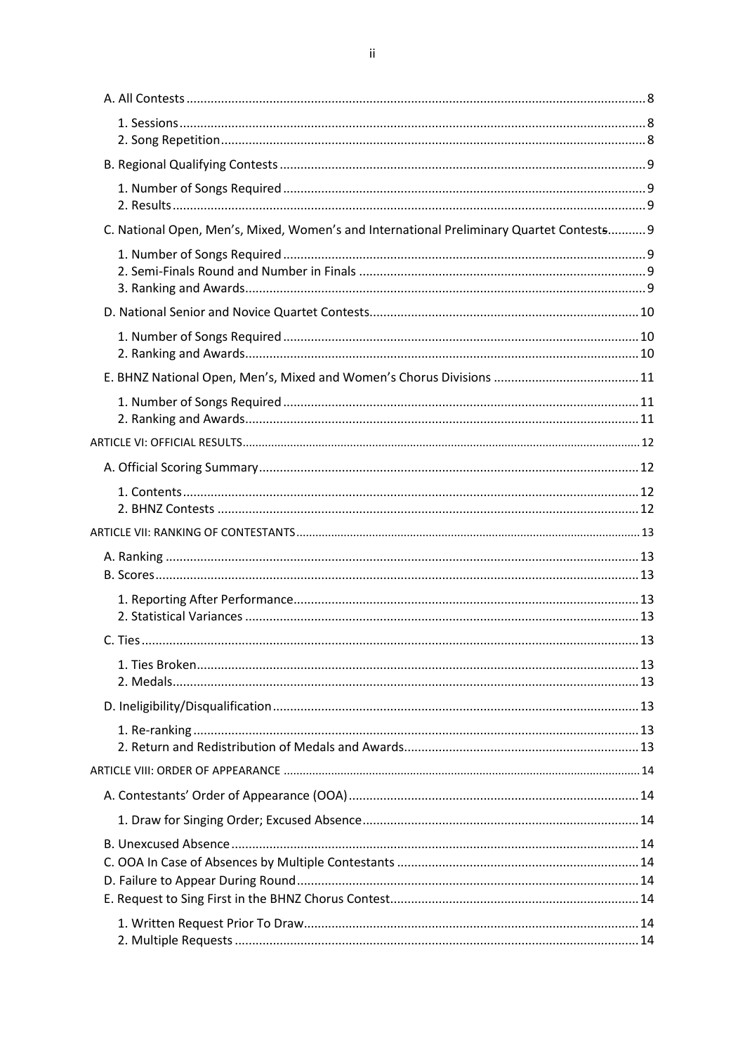A. All Contests ........................................................................................................................ 8

1. Sessions ........................................................................................................................ 8
2. Song Repetition ............................................................................................................ 8

B. Regional Qualifying Contests ............................................................................................ 9

1. Number of Songs Required .............................................................................................. 9
2. Results ........................................................................................................................ 9

C. National Open, Men's, Mixed, Women's and International Preliminary Quartet Contests ........... 9

1. Number of Songs Required .............................................................................................. 9
2. Semi-Finals Round and Number in Finals ........................................................................... 9
3. Ranking and Awards ........................................................................................................ 9

D. National Senior and Novice Quartet Contests ..................................................................... 10

1. Number of Songs Required ............................................................................................ 10
2. Ranking and Awards ...................................................................................................... 10

E. BHNZ National Open, Men's, Mixed and Women's Chorus Divisions .......................................... 11

1. Number of Songs Required ............................................................................................ 11
2. Ranking and Awards ...................................................................................................... 11

ARTICLE VI: OFFICIAL RESULTS ........................................................................................... 12

A. Official Scoring Summary ................................................................................................ 12

1. Contents ..................................................................................................................... 12
2. BHNZ Contests ............................................................................................................ 12

ARTICLE VII: RANKING OF CONTESTANTS ............................................................................. 13

A. Ranking ....................................................................................................................... 13
B. Scores ......................................................................................................................... 13

1. Reporting After Performance .......................................................................................... 13
2. Statistical Variances ...................................................................................................... 13

C. Ties ............................................................................................................................ 13

1. Ties Broken ................................................................................................................. 13
2. Medals ........................................................................................................................ 13

D. Ineligibility/Disqualification ............................................................................................ 13

1. Re-ranking ................................................................................................................... 13
2. Return and Redistribution of Medals and Awards ............................................................... 13

ARTICLE VIII: ORDER OF APPEARANCE ................................................................................. 14

A. Contestants' Order of Appearance (OOA) ........................................................................... 14

1. Draw for Singing Order; Excused Absence ........................................................................ 14

B. Unexcused Absence ....................................................................................................... 14
C. OOA In Case of Absences by Multiple Contestants ............................................................... 14
D. Failure to Appear During Round ....................................................................................... 14
E. Request to Sing First in the BHNZ Chorus Contest ............................................................... 14

1. Written Request Prior To Draw ........................................................................................ 14
2. Multiple Requests ......................................................................................................... 14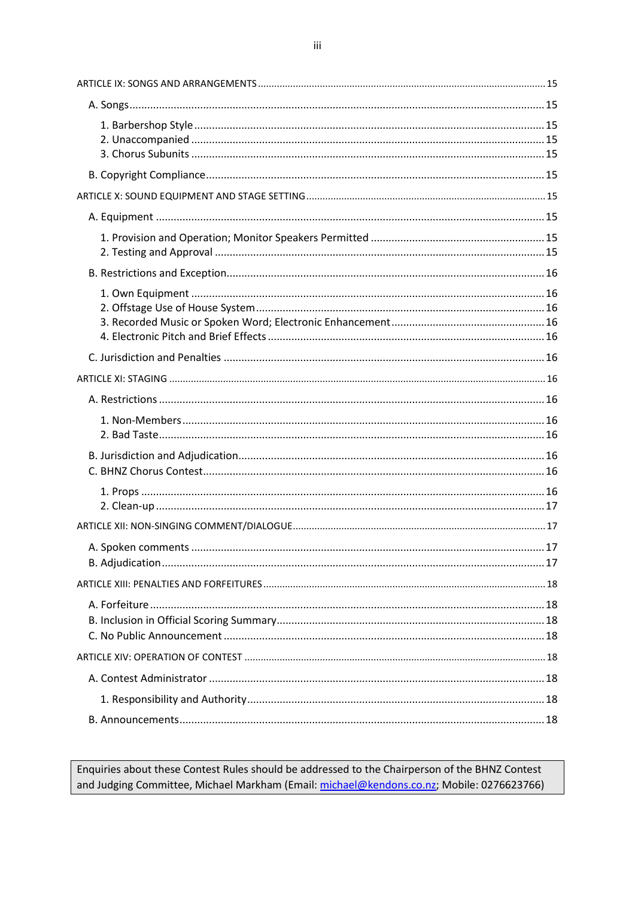ARTICLE IX: SONGS AND ARRANGEMENTS ..... 15

- A. Songs ..... 15
  - 1. Barbershop Style ..... 15
  - 2. Unaccompanied ..... 15
  - 3. Chorus Subunits ..... 15
- B. Copyright Compliance ..... 15

ARTICLE X: SOUND EQUIPMENT AND STAGE SETTING ..... 15

- A. Equipment ..... 15
  - 1. Provision and Operation; Monitor Speakers Permitted ..... 15
  - 2. Testing and Approval ..... 15
- B. Restrictions and Exception ..... 16
  - 1. Own Equipment ..... 16
  - 2. Offstage Use of House System ..... 16
  - 3. Recorded Music or Spoken Word; Electronic Enhancement ..... 16
  - 4. Electronic Pitch and Brief Effects ..... 16
- C. Jurisdiction and Penalties ..... 16

ARTICLE XI: STAGING ..... 16

- A. Restrictions ..... 16
  - 1. Non-Members ..... 16
  - 2. Bad Taste ..... 16
- B. Jurisdiction and Adjudication ..... 16
- C. BHNZ Chorus Contest ..... 16
  - 1. Props ..... 16
  - 2. Clean-up ..... 17

ARTICLE XII: NON-SINGING COMMENT/DIALOGUE ..... 17

- A. Spoken comments ..... 17
- B. Adjudication ..... 17

ARTICLE XIII: PENALTIES AND FORFEITURES ..... 18

- A. Forfeiture ..... 18
- B. Inclusion in Official Scoring Summary ..... 18
- C. No Public Announcement ..... 18

ARTICLE XIV: OPERATION OF CONTEST ..... 18

- A. Contest Administrator ..... 18
  - 1. Responsibility and Authority ..... 18
- B. Announcements ..... 18

Enquiries about these Contest Rules should be addressed to the Chairperson of the BHNZ Contest and Judging Committee, Michael Markham (Email: michael@kendons.co.nz; Mobile: 0276623766)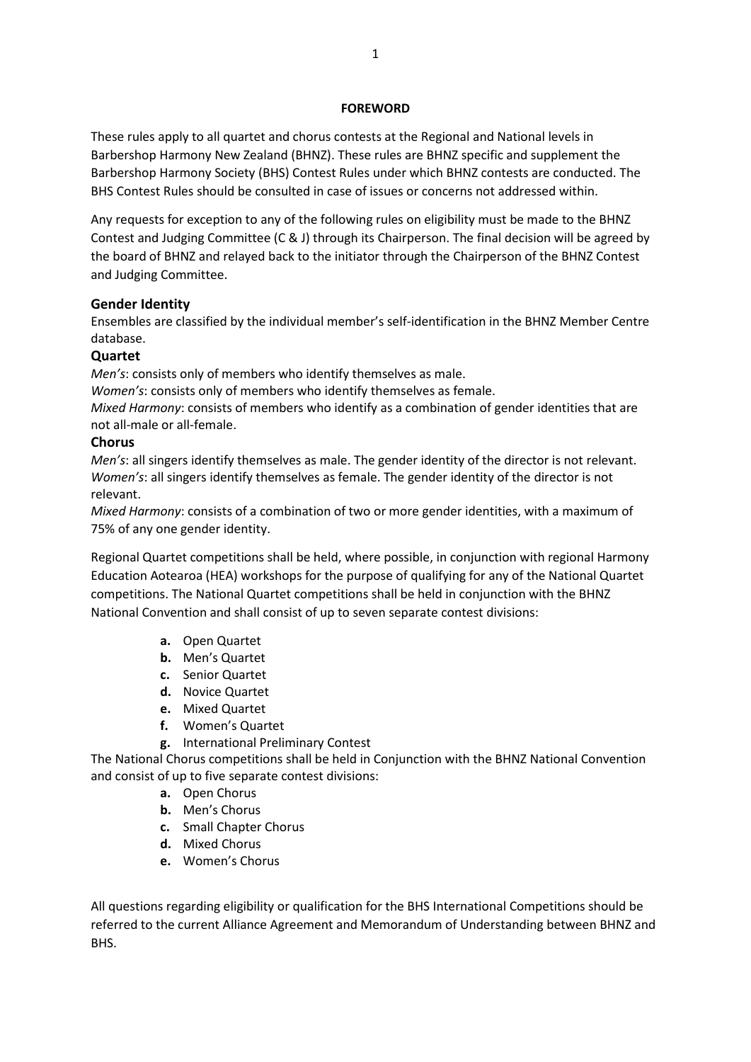**FOREWORD**

These rules apply to all quartet and chorus contests at the Regional and National levels in Barbershop Harmony New Zealand (BHNZ). These rules are BHNZ specific and supplement the Barbershop Harmony Society (BHS) Contest Rules under which BHNZ contests are conducted. The BHS Contest Rules should be consulted in case of issues or concerns not addressed within.

Any requests for exception to any of the following rules on eligibility must be made to the BHNZ Contest and Judging Committee (C & J) through its Chairperson. The final decision will be agreed by the board of BHNZ and relayed back to the initiator through the Chairperson of the BHNZ Contest and Judging Committee.

## Gender Identity

Ensembles are classified by the individual member's self-identification in the BHNZ Member Centre database.

## Quartet

*Men's*: consists only of members who identify themselves as male.
*Women's*: consists only of members who identify themselves as female.
*Mixed Harmony*: consists of members who identify as a combination of gender identities that are not all-male or all-female.

## Chorus

*Men's*: all singers identify themselves as male. The gender identity of the director is not relevant.
*Women's*: all singers identify themselves as female. The gender identity of the director is not relevant.
*Mixed Harmony*: consists of a combination of two or more gender identities, with a maximum of 75% of any one gender identity.

Regional Quartet competitions shall be held, where possible, in conjunction with regional Harmony Education Aotearoa (HEA) workshops for the purpose of qualifying for any of the National Quartet competitions. The National Quartet competitions shall be held in conjunction with the BHNZ National Convention and shall consist of up to seven separate contest divisions:

- **a.** Open Quartet
- **b.** Men's Quartet
- **c.** Senior Quartet
- **d.** Novice Quartet
- **e.** Mixed Quartet
- **f.** Women's Quartet
- **g.** International Preliminary Contest

The National Chorus competitions shall be held in Conjunction with the BHNZ National Convention and consist of up to five separate contest divisions:

- **a.** Open Chorus
- **b.** Men's Chorus
- **c.** Small Chapter Chorus
- **d.** Mixed Chorus
- **e.** Women's Chorus

All questions regarding eligibility or qualification for the BHS International Competitions should be referred to the current Alliance Agreement and Memorandum of Understanding between BHNZ and BHS.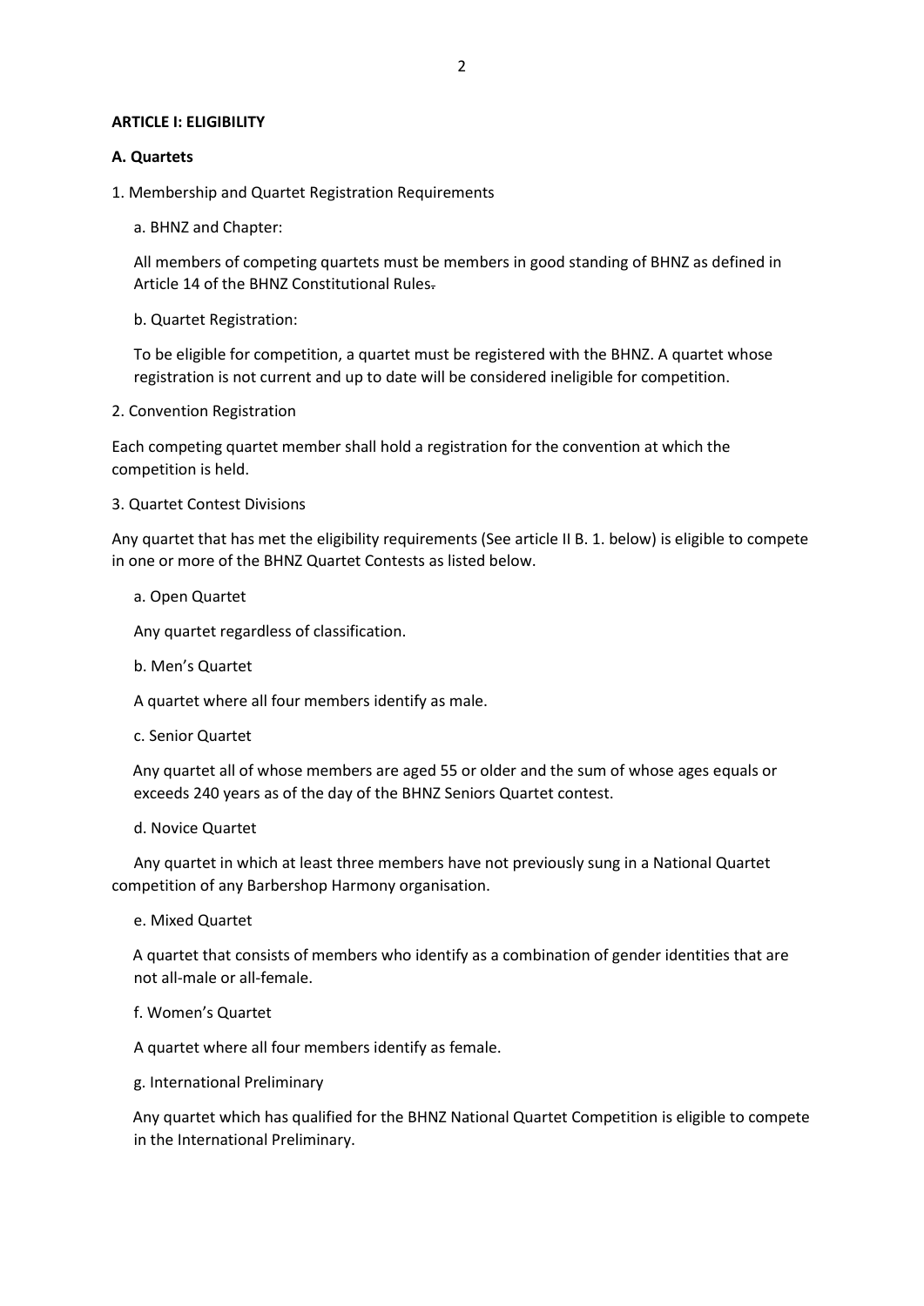**ARTICLE I: ELIGIBILITY**

**A. Quartets**

1. Membership and Quartet Registration Requirements

a. BHNZ and Chapter:

All members of competing quartets must be members in good standing of BHNZ as defined in Article 14 of the BHNZ Constitutional Rules.

b. Quartet Registration:

To be eligible for competition, a quartet must be registered with the BHNZ. A quartet whose registration is not current and up to date will be considered ineligible for competition.

2. Convention Registration

Each competing quartet member shall hold a registration for the convention at which the competition is held.

3. Quartet Contest Divisions

Any quartet that has met the eligibility requirements (See article II B. 1. below) is eligible to compete in one or more of the BHNZ Quartet Contests as listed below.

a. Open Quartet

Any quartet regardless of classification.

b. Men's Quartet

A quartet where all four members identify as male.

c. Senior Quartet

Any quartet all of whose members are aged 55 or older and the sum of whose ages equals or exceeds 240 years as of the day of the BHNZ Seniors Quartet contest.

d. Novice Quartet

Any quartet in which at least three members have not previously sung in a National Quartet competition of any Barbershop Harmony organisation.

e. Mixed Quartet

A quartet that consists of members who identify as a combination of gender identities that are not all-male or all-female.

f. Women's Quartet

A quartet where all four members identify as female.

g. International Preliminary

Any quartet which has qualified for the BHNZ National Quartet Competition is eligible to compete in the International Preliminary.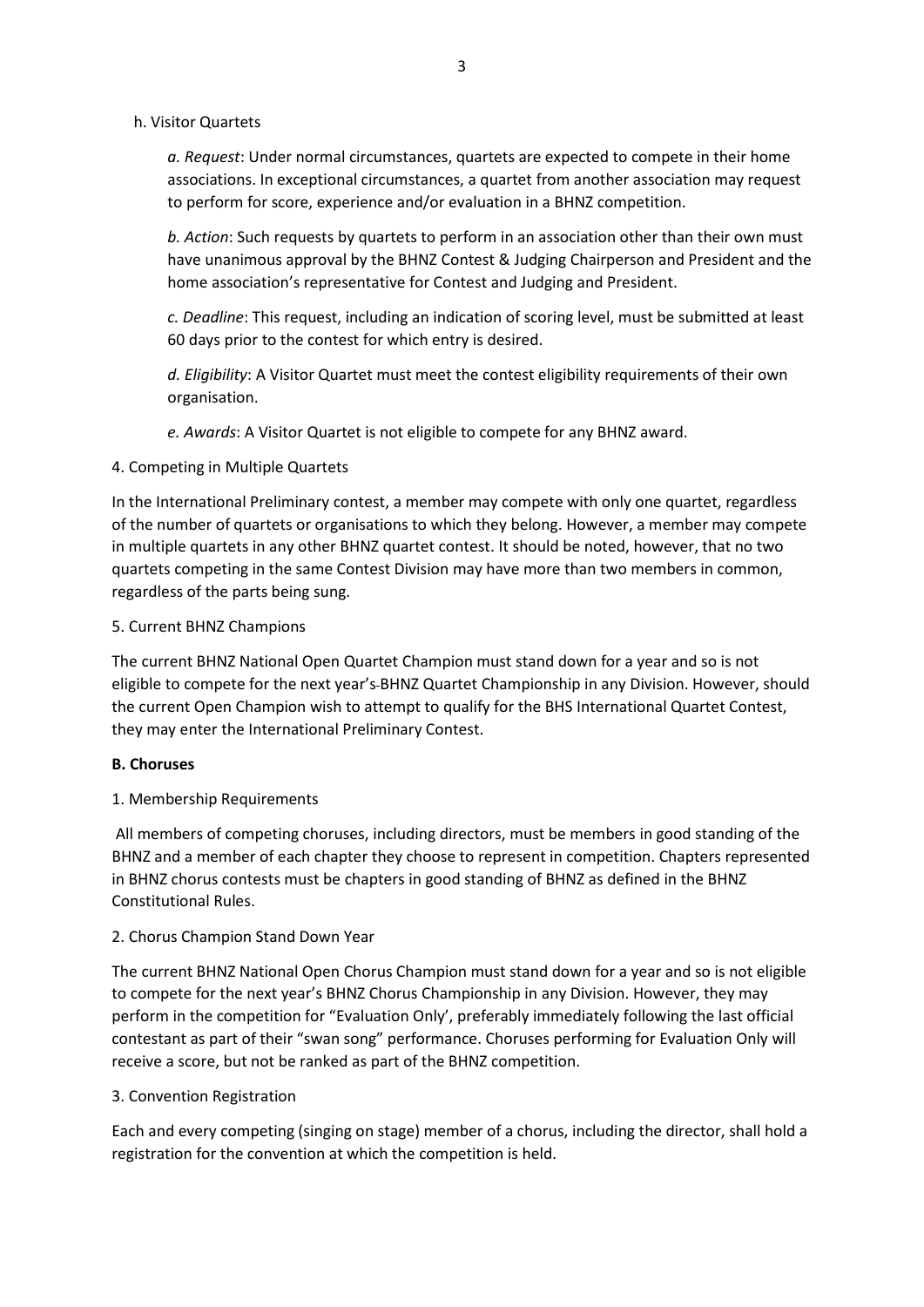h. Visitor Quartets

*a. Request*: Under normal circumstances, quartets are expected to compete in their home associations. In exceptional circumstances, a quartet from another association may request to perform for score, experience and/or evaluation in a BHNZ competition.

*b. Action*: Such requests by quartets to perform in an association other than their own must have unanimous approval by the BHNZ Contest & Judging Chairperson and President and the home association's representative for Contest and Judging and President.

*c. Deadline*: This request, including an indication of scoring level, must be submitted at least 60 days prior to the contest for which entry is desired.

*d. Eligibility*: A Visitor Quartet must meet the contest eligibility requirements of their own organisation.

*e. Awards*: A Visitor Quartet is not eligible to compete for any BHNZ award.

4. Competing in Multiple Quartets

In the International Preliminary contest, a member may compete with only one quartet, regardless of the number of quartets or organisations to which they belong. However, a member may compete in multiple quartets in any other BHNZ quartet contest. It should be noted, however, that no two quartets competing in the same Contest Division may have more than two members in common, regardless of the parts being sung.

5. Current BHNZ Champions

The current BHNZ National Open Quartet Champion must stand down for a year and so is not eligible to compete for the next year's BHNZ Quartet Championship in any Division. However, should the current Open Champion wish to attempt to qualify for the BHS International Quartet Contest, they may enter the International Preliminary Contest.

**B. Choruses**

1. Membership Requirements

All members of competing choruses, including directors, must be members in good standing of the BHNZ and a member of each chapter they choose to represent in competition. Chapters represented in BHNZ chorus contests must be chapters in good standing of BHNZ as defined in the BHNZ Constitutional Rules.

2. Chorus Champion Stand Down Year

The current BHNZ National Open Chorus Champion must stand down for a year and so is not eligible to compete for the next year's BHNZ Chorus Championship in any Division. However, they may perform in the competition for "Evaluation Only', preferably immediately following the last official contestant as part of their "swan song" performance. Choruses performing for Evaluation Only will receive a score, but not be ranked as part of the BHNZ competition.

3. Convention Registration

Each and every competing (singing on stage) member of a chorus, including the director, shall hold a registration for the convention at which the competition is held.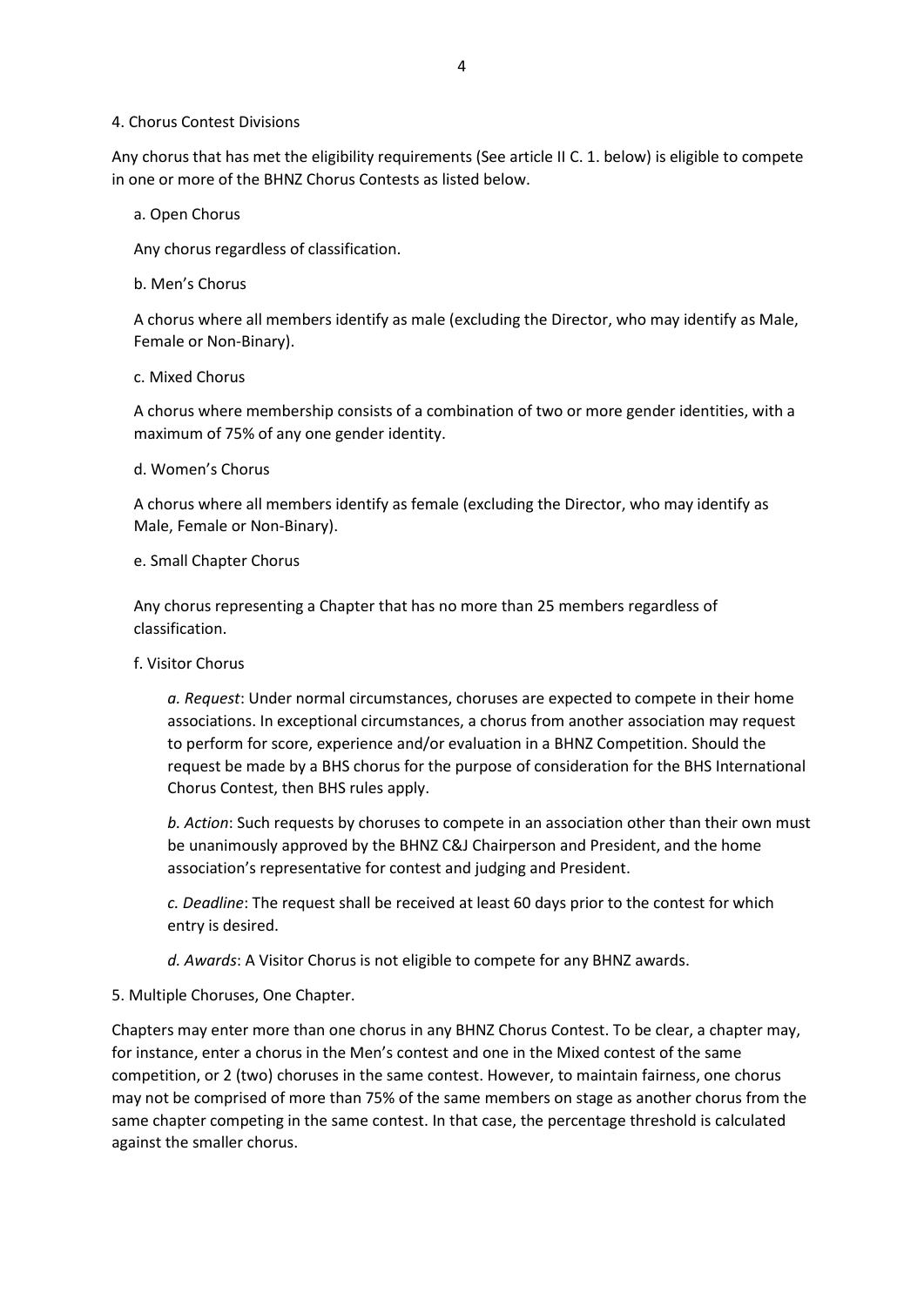4. Chorus Contest Divisions

Any chorus that has met the eligibility requirements (See article II C. 1. below) is eligible to compete in one or more of the BHNZ Chorus Contests as listed below.

a. Open Chorus

Any chorus regardless of classification.

b. Men's Chorus

A chorus where all members identify as male (excluding the Director, who may identify as Male, Female or Non-Binary).

c. Mixed Chorus

A chorus where membership consists of a combination of two or more gender identities, with a maximum of 75% of any one gender identity.

d. Women's Chorus

A chorus where all members identify as female (excluding the Director, who may identify as Male, Female or Non-Binary).

e. Small Chapter Chorus

Any chorus representing a Chapter that has no more than 25 members regardless of classification.

f. Visitor Chorus

*a. Request*: Under normal circumstances, choruses are expected to compete in their home associations. In exceptional circumstances, a chorus from another association may request to perform for score, experience and/or evaluation in a BHNZ Competition. Should the request be made by a BHS chorus for the purpose of consideration for the BHS International Chorus Contest, then BHS rules apply.

*b. Action*: Such requests by choruses to compete in an association other than their own must be unanimously approved by the BHNZ C&J Chairperson and President, and the home association's representative for contest and judging and President.

*c. Deadline*: The request shall be received at least 60 days prior to the contest for which entry is desired.

*d. Awards*: A Visitor Chorus is not eligible to compete for any BHNZ awards.

5. Multiple Choruses, One Chapter.

Chapters may enter more than one chorus in any BHNZ Chorus Contest. To be clear, a chapter may, for instance, enter a chorus in the Men's contest and one in the Mixed contest of the same competition, or 2 (two) choruses in the same contest. However, to maintain fairness, one chorus may not be comprised of more than 75% of the same members on stage as another chorus from the same chapter competing in the same contest. In that case, the percentage threshold is calculated against the smaller chorus.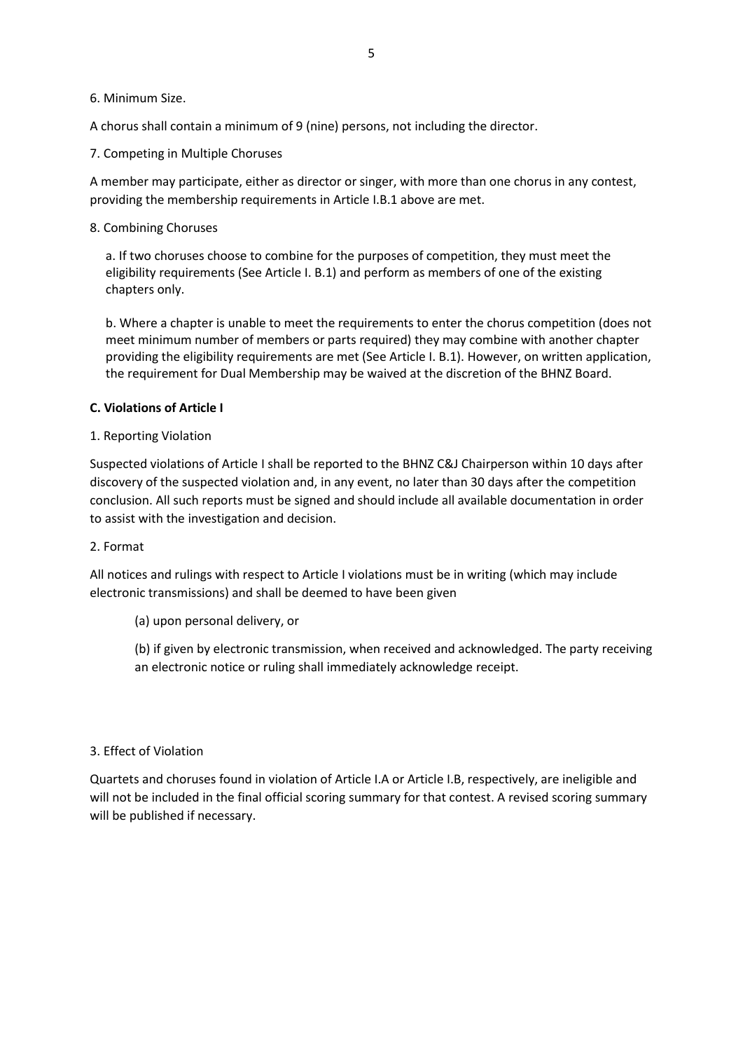6. Minimum Size.

A chorus shall contain a minimum of 9 (nine) persons, not including the director.

7. Competing in Multiple Choruses

A member may participate, either as director or singer, with more than one chorus in any contest, providing the membership requirements in Article I.B.1 above are met.

8. Combining Choruses

a. If two choruses choose to combine for the purposes of competition, they must meet the eligibility requirements (See Article I. B.1) and perform as members of one of the existing chapters only.

b. Where a chapter is unable to meet the requirements to enter the chorus competition (does not meet minimum number of members or parts required) they may combine with another chapter providing the eligibility requirements are met (See Article I. B.1). However, on written application, the requirement for Dual Membership may be waived at the discretion of the BHNZ Board.

**C. Violations of Article I**

1. Reporting Violation

Suspected violations of Article I shall be reported to the BHNZ C&J Chairperson within 10 days after discovery of the suspected violation and, in any event, no later than 30 days after the competition conclusion. All such reports must be signed and should include all available documentation in order to assist with the investigation and decision.

2. Format

All notices and rulings with respect to Article I violations must be in writing (which may include electronic transmissions) and shall be deemed to have been given

(a) upon personal delivery, or

(b) if given by electronic transmission, when received and acknowledged. The party receiving an electronic notice or ruling shall immediately acknowledge receipt.

3. Effect of Violation

Quartets and choruses found in violation of Article I.A or Article I.B, respectively, are ineligible and will not be included in the final official scoring summary for that contest. A revised scoring summary will be published if necessary.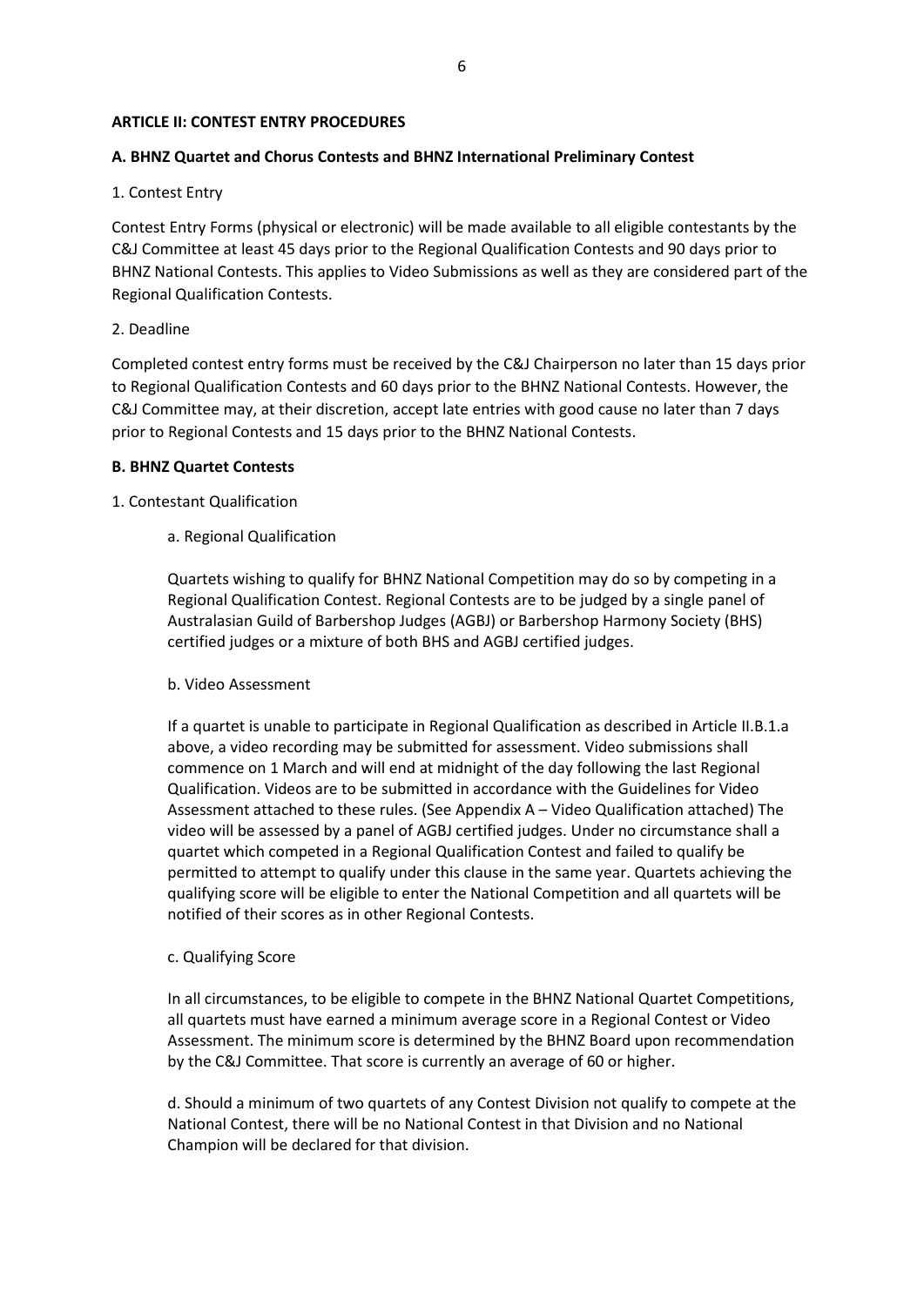**ARTICLE II: CONTEST ENTRY PROCEDURES**

**A. BHNZ Quartet and Chorus Contests and BHNZ International Preliminary Contest**

1. Contest Entry

Contest Entry Forms (physical or electronic) will be made available to all eligible contestants by the C&J Committee at least 45 days prior to the Regional Qualification Contests and 90 days prior to BHNZ National Contests. This applies to Video Submissions as well as they are considered part of the Regional Qualification Contests.

2. Deadline

Completed contest entry forms must be received by the C&J Chairperson no later than 15 days prior to Regional Qualification Contests and 60 days prior to the BHNZ National Contests. However, the C&J Committee may, at their discretion, accept late entries with good cause no later than 7 days prior to Regional Contests and 15 days prior to the BHNZ National Contests.

**B. BHNZ Quartet Contests**

1. Contestant Qualification

a. Regional Qualification

Quartets wishing to qualify for BHNZ National Competition may do so by competing in a Regional Qualification Contest. Regional Contests are to be judged by a single panel of Australasian Guild of Barbershop Judges (AGBJ) or Barbershop Harmony Society (BHS) certified judges or a mixture of both BHS and AGBJ certified judges.

b. Video Assessment

If a quartet is unable to participate in Regional Qualification as described in Article II.B.1.a above, a video recording may be submitted for assessment. Video submissions shall commence on 1 March and will end at midnight of the day following the last Regional Qualification. Videos are to be submitted in accordance with the Guidelines for Video Assessment attached to these rules. (See Appendix A – Video Qualification attached) The video will be assessed by a panel of AGBJ certified judges. Under no circumstance shall a quartet which competed in a Regional Qualification Contest and failed to qualify be permitted to attempt to qualify under this clause in the same year. Quartets achieving the qualifying score will be eligible to enter the National Competition and all quartets will be notified of their scores as in other Regional Contests.

c. Qualifying Score

In all circumstances, to be eligible to compete in the BHNZ National Quartet Competitions, all quartets must have earned a minimum average score in a Regional Contest or Video Assessment. The minimum score is determined by the BHNZ Board upon recommendation by the C&J Committee. That score is currently an average of 60 or higher.

d. Should a minimum of two quartets of any Contest Division not qualify to compete at the National Contest, there will be no National Contest in that Division and no National Champion will be declared for that division.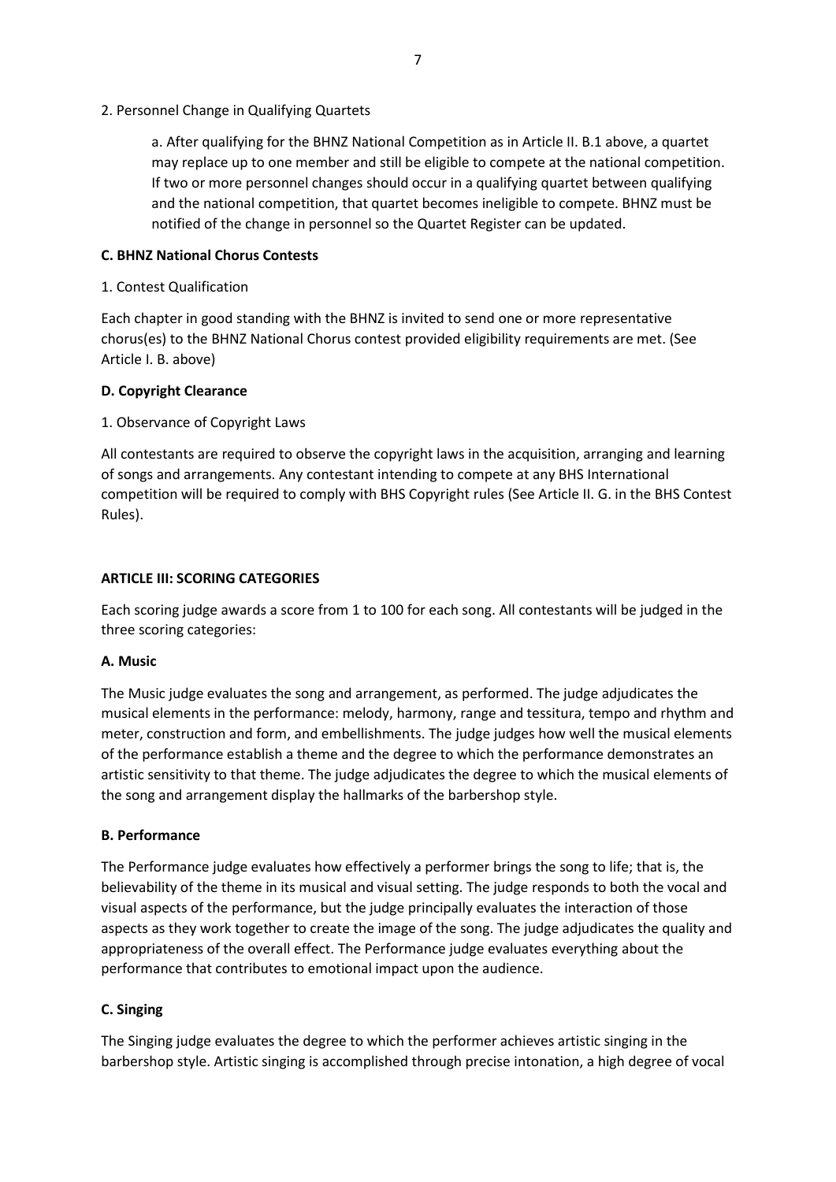2. Personnel Change in Qualifying Quartets

a. After qualifying for the BHNZ National Competition as in Article II. B.1 above, a quartet may replace up to one member and still be eligible to compete at the national competition. If two or more personnel changes should occur in a qualifying quartet between qualifying and the national competition, that quartet becomes ineligible to compete. BHNZ must be notified of the change in personnel so the Quartet Register can be updated.

**C. BHNZ National Chorus Contests**

1. Contest Qualification

Each chapter in good standing with the BHNZ is invited to send one or more representative chorus(es) to the BHNZ National Chorus contest provided eligibility requirements are met. (See Article I. B. above)

**D. Copyright Clearance**

1. Observance of Copyright Laws

All contestants are required to observe the copyright laws in the acquisition, arranging and learning of songs and arrangements. Any contestant intending to compete at any BHS International competition will be required to comply with BHS Copyright rules (See Article II. G. in the BHS Contest Rules).

## ARTICLE III: SCORING CATEGORIES

Each scoring judge awards a score from 1 to 100 for each song. All contestants will be judged in the three scoring categories:

**A. Music**

The Music judge evaluates the song and arrangement, as performed. The judge adjudicates the musical elements in the performance: melody, harmony, range and tessitura, tempo and rhythm and meter, construction and form, and embellishments. The judge judges how well the musical elements of the performance establish a theme and the degree to which the performance demonstrates an artistic sensitivity to that theme. The judge adjudicates the degree to which the musical elements of the song and arrangement display the hallmarks of the barbershop style.

**B. Performance**

The Performance judge evaluates how effectively a performer brings the song to life; that is, the believability of the theme in its musical and visual setting. The judge responds to both the vocal and visual aspects of the performance, but the judge principally evaluates the interaction of those aspects as they work together to create the image of the song. The judge adjudicates the quality and appropriateness of the overall effect. The Performance judge evaluates everything about the performance that contributes to emotional impact upon the audience.

**C. Singing**

The Singing judge evaluates the degree to which the performer achieves artistic singing in the barbershop style. Artistic singing is accomplished through precise intonation, a high degree of vocal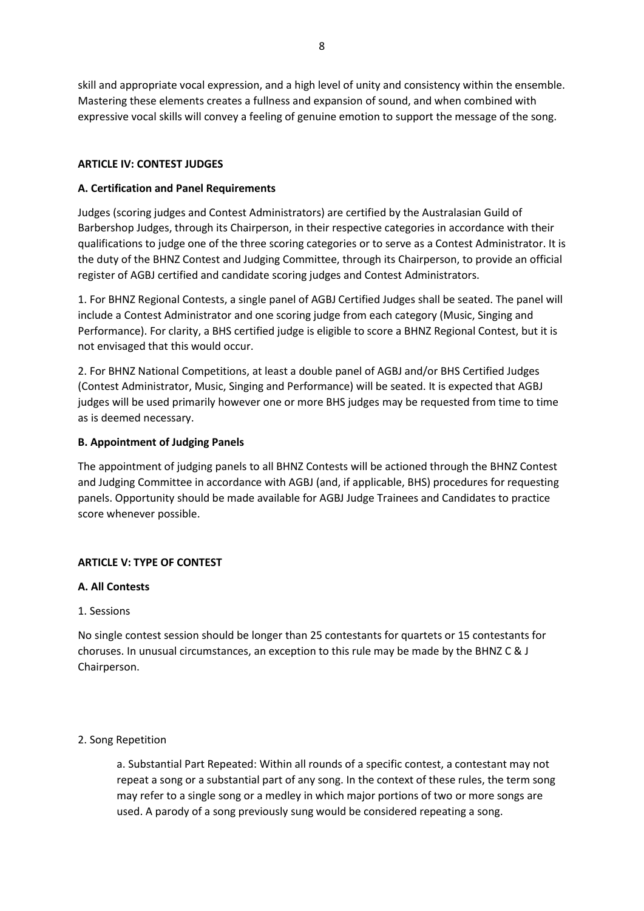skill and appropriate vocal expression, and a high level of unity and consistency within the ensemble. Mastering these elements creates a fullness and expansion of sound, and when combined with expressive vocal skills will convey a feeling of genuine emotion to support the message of the song.

## ARTICLE IV: CONTEST JUDGES

### A. Certification and Panel Requirements

Judges (scoring judges and Contest Administrators) are certified by the Australasian Guild of Barbershop Judges, through its Chairperson, in their respective categories in accordance with their qualifications to judge one of the three scoring categories or to serve as a Contest Administrator. It is the duty of the BHNZ Contest and Judging Committee, through its Chairperson, to provide an official register of AGBJ certified and candidate scoring judges and Contest Administrators.

1. For BHNZ Regional Contests, a single panel of AGBJ Certified Judges shall be seated. The panel will include a Contest Administrator and one scoring judge from each category (Music, Singing and Performance). For clarity, a BHS certified judge is eligible to score a BHNZ Regional Contest, but it is not envisaged that this would occur.

2. For BHNZ National Competitions, at least a double panel of AGBJ and/or BHS Certified Judges (Contest Administrator, Music, Singing and Performance) will be seated. It is expected that AGBJ judges will be used primarily however one or more BHS judges may be requested from time to time as is deemed necessary.

### B. Appointment of Judging Panels

The appointment of judging panels to all BHNZ Contests will be actioned through the BHNZ Contest and Judging Committee in accordance with AGBJ (and, if applicable, BHS) procedures for requesting panels. Opportunity should be made available for AGBJ Judge Trainees and Candidates to practice score whenever possible.

## ARTICLE V: TYPE OF CONTEST

### A. All Contests

1. Sessions

No single contest session should be longer than 25 contestants for quartets or 15 contestants for choruses. In unusual circumstances, an exception to this rule may be made by the BHNZ C & J Chairperson.

2. Song Repetition

a. Substantial Part Repeated: Within all rounds of a specific contest, a contestant may not repeat a song or a substantial part of any song. In the context of these rules, the term song may refer to a single song or a medley in which major portions of two or more songs are used. A parody of a song previously sung would be considered repeating a song.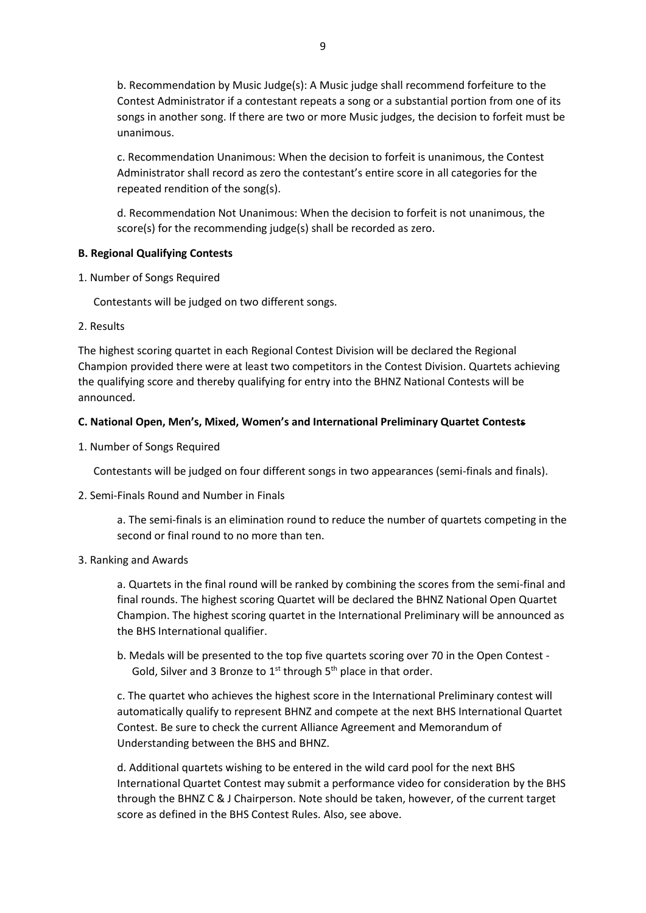b. Recommendation by Music Judge(s): A Music judge shall recommend forfeiture to the Contest Administrator if a contestant repeats a song or a substantial portion from one of its songs in another song. If there are two or more Music judges, the decision to forfeit must be unanimous.

c. Recommendation Unanimous: When the decision to forfeit is unanimous, the Contest Administrator shall record as zero the contestant's entire score in all categories for the repeated rendition of the song(s).

d. Recommendation Not Unanimous: When the decision to forfeit is not unanimous, the score(s) for the recommending judge(s) shall be recorded as zero.

**B. Regional Qualifying Contests**

1. Number of Songs Required

Contestants will be judged on two different songs.

2. Results

The highest scoring quartet in each Regional Contest Division will be declared the Regional Champion provided there were at least two competitors in the Contest Division. Quartets achieving the qualifying score and thereby qualifying for entry into the BHNZ National Contests will be announced.

**C. National Open, Men's, Mixed, Women's and International Preliminary Quartet Contests**

1. Number of Songs Required

Contestants will be judged on four different songs in two appearances (semi-finals and finals).

2. Semi-Finals Round and Number in Finals

a. The semi-finals is an elimination round to reduce the number of quartets competing in the second or final round to no more than ten.

3. Ranking and Awards

a. Quartets in the final round will be ranked by combining the scores from the semi-final and final rounds. The highest scoring Quartet will be declared the BHNZ National Open Quartet Champion. The highest scoring quartet in the International Preliminary will be announced as the BHS International qualifier.

b. Medals will be presented to the top five quartets scoring over 70 in the Open Contest - Gold, Silver and 3 Bronze to 1st through 5th place in that order.

c. The quartet who achieves the highest score in the International Preliminary contest will automatically qualify to represent BHNZ and compete at the next BHS International Quartet Contest. Be sure to check the current Alliance Agreement and Memorandum of Understanding between the BHS and BHNZ.

d. Additional quartets wishing to be entered in the wild card pool for the next BHS International Quartet Contest may submit a performance video for consideration by the BHS through the BHNZ C & J Chairperson. Note should be taken, however, of the current target score as defined in the BHS Contest Rules. Also, see above.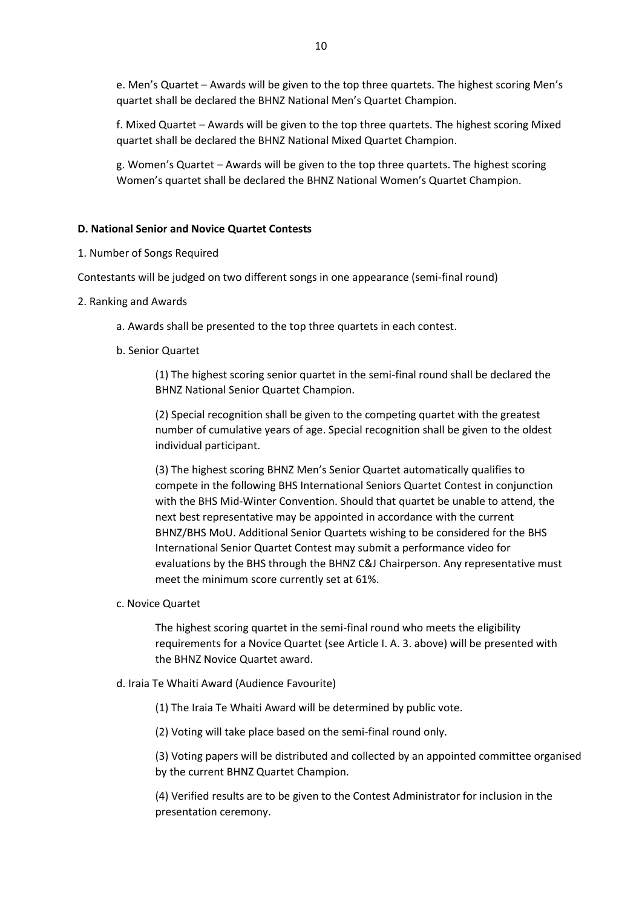e. Men's Quartet – Awards will be given to the top three quartets. The highest scoring Men's quartet shall be declared the BHNZ National Men's Quartet Champion.

f. Mixed Quartet – Awards will be given to the top three quartets. The highest scoring Mixed quartet shall be declared the BHNZ National Mixed Quartet Champion.

g. Women's Quartet – Awards will be given to the top three quartets. The highest scoring Women's quartet shall be declared the BHNZ National Women's Quartet Champion.

**D. National Senior and Novice Quartet Contests**

1. Number of Songs Required

Contestants will be judged on two different songs in one appearance (semi-final round)

2. Ranking and Awards

a. Awards shall be presented to the top three quartets in each contest.

b. Senior Quartet

(1) The highest scoring senior quartet in the semi-final round shall be declared the BHNZ National Senior Quartet Champion.

(2) Special recognition shall be given to the competing quartet with the greatest number of cumulative years of age. Special recognition shall be given to the oldest individual participant.

(3) The highest scoring BHNZ Men's Senior Quartet automatically qualifies to compete in the following BHS International Seniors Quartet Contest in conjunction with the BHS Mid-Winter Convention. Should that quartet be unable to attend, the next best representative may be appointed in accordance with the current BHNZ/BHS MoU. Additional Senior Quartets wishing to be considered for the BHS International Senior Quartet Contest may submit a performance video for evaluations by the BHS through the BHNZ C&J Chairperson. Any representative must meet the minimum score currently set at 61%.

c. Novice Quartet

The highest scoring quartet in the semi-final round who meets the eligibility requirements for a Novice Quartet (see Article I. A. 3. above) will be presented with the BHNZ Novice Quartet award.

d. Iraia Te Whaiti Award (Audience Favourite)

(1) The Iraia Te Whaiti Award will be determined by public vote.

(2) Voting will take place based on the semi-final round only.

(3) Voting papers will be distributed and collected by an appointed committee organised by the current BHNZ Quartet Champion.

(4) Verified results are to be given to the Contest Administrator for inclusion in the presentation ceremony.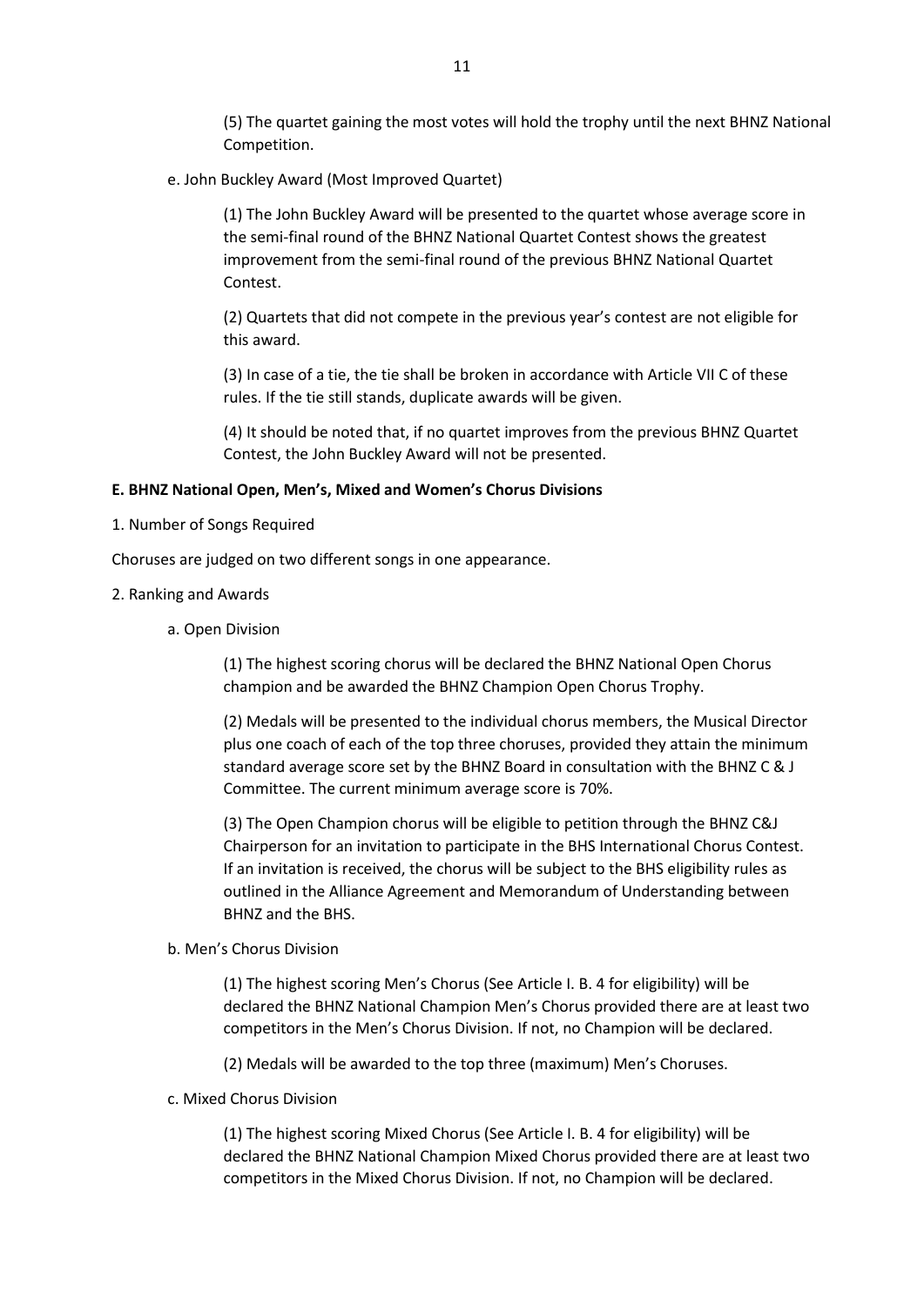(5) The quartet gaining the most votes will hold the trophy until the next BHNZ National Competition.

e. John Buckley Award (Most Improved Quartet)

(1) The John Buckley Award will be presented to the quartet whose average score in the semi-final round of the BHNZ National Quartet Contest shows the greatest improvement from the semi-final round of the previous BHNZ National Quartet Contest.

(2) Quartets that did not compete in the previous year's contest are not eligible for this award.

(3) In case of a tie, the tie shall be broken in accordance with Article VII C of these rules. If the tie still stands, duplicate awards will be given.

(4) It should be noted that, if no quartet improves from the previous BHNZ Quartet Contest, the John Buckley Award will not be presented.

**E. BHNZ National Open, Men's, Mixed and Women's Chorus Divisions**

1. Number of Songs Required

Choruses are judged on two different songs in one appearance.

2. Ranking and Awards

a. Open Division

(1) The highest scoring chorus will be declared the BHNZ National Open Chorus champion and be awarded the BHNZ Champion Open Chorus Trophy.

(2) Medals will be presented to the individual chorus members, the Musical Director plus one coach of each of the top three choruses, provided they attain the minimum standard average score set by the BHNZ Board in consultation with the BHNZ C & J Committee. The current minimum average score is 70%.

(3) The Open Champion chorus will be eligible to petition through the BHNZ C&J Chairperson for an invitation to participate in the BHS International Chorus Contest. If an invitation is received, the chorus will be subject to the BHS eligibility rules as outlined in the Alliance Agreement and Memorandum of Understanding between BHNZ and the BHS.

b. Men's Chorus Division

(1) The highest scoring Men's Chorus (See Article I. B. 4 for eligibility) will be declared the BHNZ National Champion Men's Chorus provided there are at least two competitors in the Men's Chorus Division. If not, no Champion will be declared.

(2) Medals will be awarded to the top three (maximum) Men's Choruses.

c. Mixed Chorus Division

(1) The highest scoring Mixed Chorus (See Article I. B. 4 for eligibility) will be declared the BHNZ National Champion Mixed Chorus provided there are at least two competitors in the Mixed Chorus Division. If not, no Champion will be declared.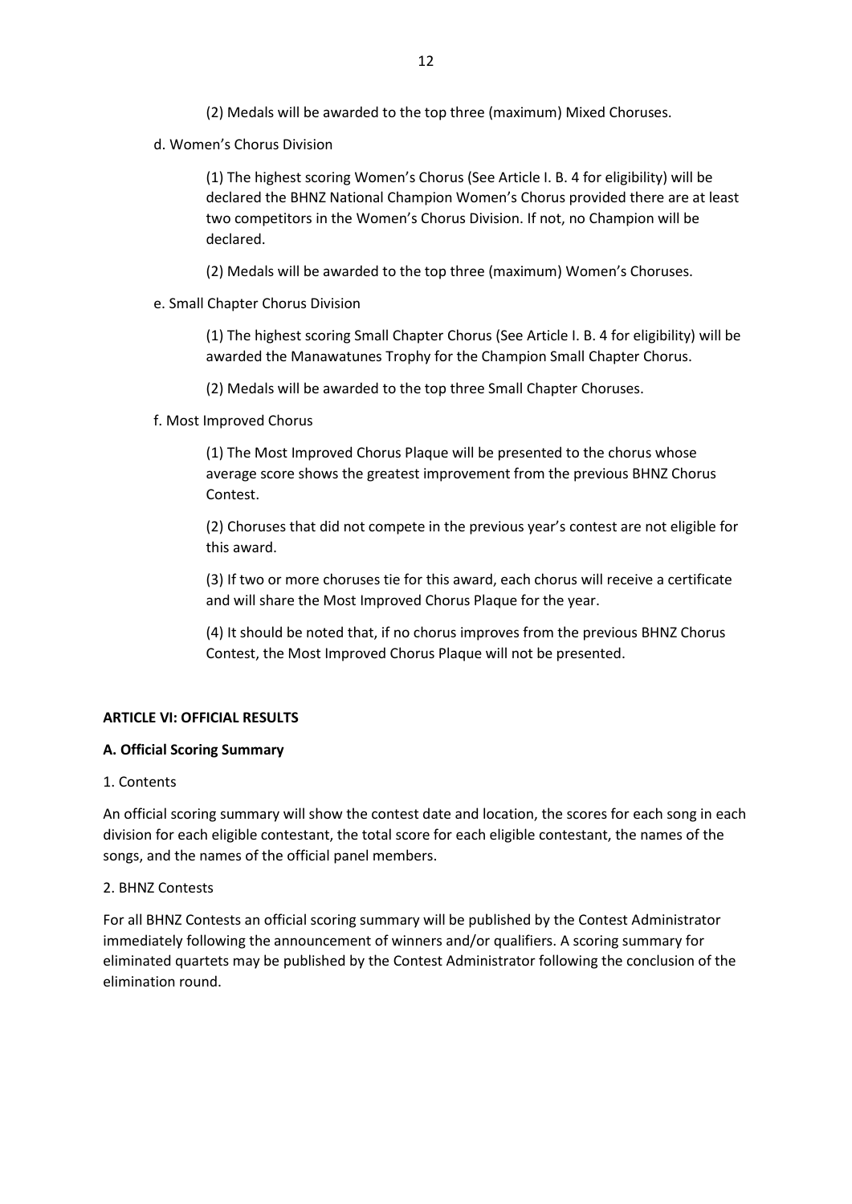(2) Medals will be awarded to the top three (maximum) Mixed Choruses.

d. Women's Chorus Division

(1) The highest scoring Women's Chorus (See Article I. B. 4 for eligibility) will be declared the BHNZ National Champion Women's Chorus provided there are at least two competitors in the Women's Chorus Division. If not, no Champion will be declared.

(2) Medals will be awarded to the top three (maximum) Women's Choruses.

e. Small Chapter Chorus Division

(1) The highest scoring Small Chapter Chorus (See Article I. B. 4 for eligibility) will be awarded the Manawatunes Trophy for the Champion Small Chapter Chorus.

(2) Medals will be awarded to the top three Small Chapter Choruses.

f. Most Improved Chorus

(1) The Most Improved Chorus Plaque will be presented to the chorus whose average score shows the greatest improvement from the previous BHNZ Chorus Contest.

(2) Choruses that did not compete in the previous year's contest are not eligible for this award.

(3) If two or more choruses tie for this award, each chorus will receive a certificate and will share the Most Improved Chorus Plaque for the year.

(4) It should be noted that, if no chorus improves from the previous BHNZ Chorus Contest, the Most Improved Chorus Plaque will not be presented.

## ARTICLE VI: OFFICIAL RESULTS

### A. Official Scoring Summary

1. Contents

An official scoring summary will show the contest date and location, the scores for each song in each division for each eligible contestant, the total score for each eligible contestant, the names of the songs, and the names of the official panel members.

2. BHNZ Contests

For all BHNZ Contests an official scoring summary will be published by the Contest Administrator immediately following the announcement of winners and/or qualifiers. A scoring summary for eliminated quartets may be published by the Contest Administrator following the conclusion of the elimination round.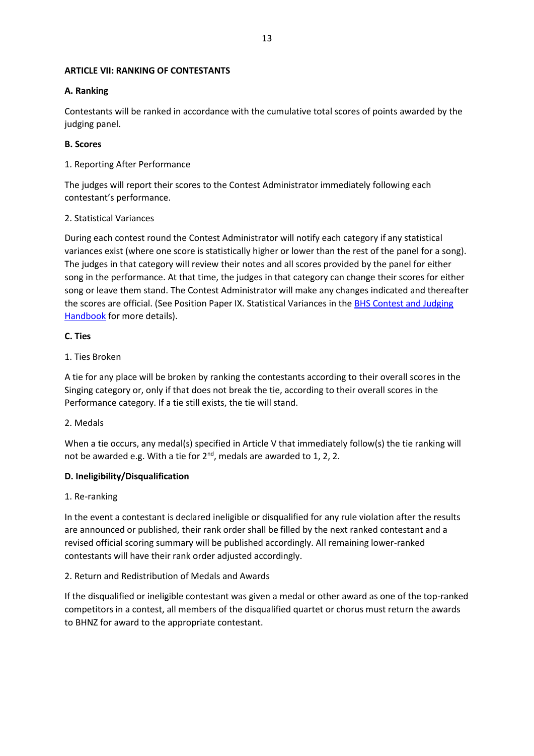## ARTICLE VII: RANKING OF CONTESTANTS

### A. Ranking

Contestants will be ranked in accordance with the cumulative total scores of points awarded by the judging panel.

### B. Scores

1. Reporting After Performance

The judges will report their scores to the Contest Administrator immediately following each contestant's performance.

2. Statistical Variances

During each contest round the Contest Administrator will notify each category if any statistical variances exist (where one score is statistically higher or lower than the rest of the panel for a song). The judges in that category will review their notes and all scores provided by the panel for either song in the performance. At that time, the judges in that category can change their scores for either song or leave them stand. The Contest Administrator will make any changes indicated and thereafter the scores are official. (See Position Paper IX. Statistical Variances in the [BHS Contest and Judging Handbook] for more details).

### C. Ties

1. Ties Broken

A tie for any place will be broken by ranking the contestants according to their overall scores in the Singing category or, only if that does not break the tie, according to their overall scores in the Performance category. If a tie still exists, the tie will stand.

2. Medals

When a tie occurs, any medal(s) specified in Article V that immediately follow(s) the tie ranking will not be awarded e.g. With a tie for 2nd, medals are awarded to 1, 2, 2.

### D. Ineligibility/Disqualification

1. Re-ranking

In the event a contestant is declared ineligible or disqualified for any rule violation after the results are announced or published, their rank order shall be filled by the next ranked contestant and a revised official scoring summary will be published accordingly. All remaining lower-ranked contestants will have their rank order adjusted accordingly.

2. Return and Redistribution of Medals and Awards

If the disqualified or ineligible contestant was given a medal or other award as one of the top-ranked competitors in a contest, all members of the disqualified quartet or chorus must return the awards to BHNZ for award to the appropriate contestant.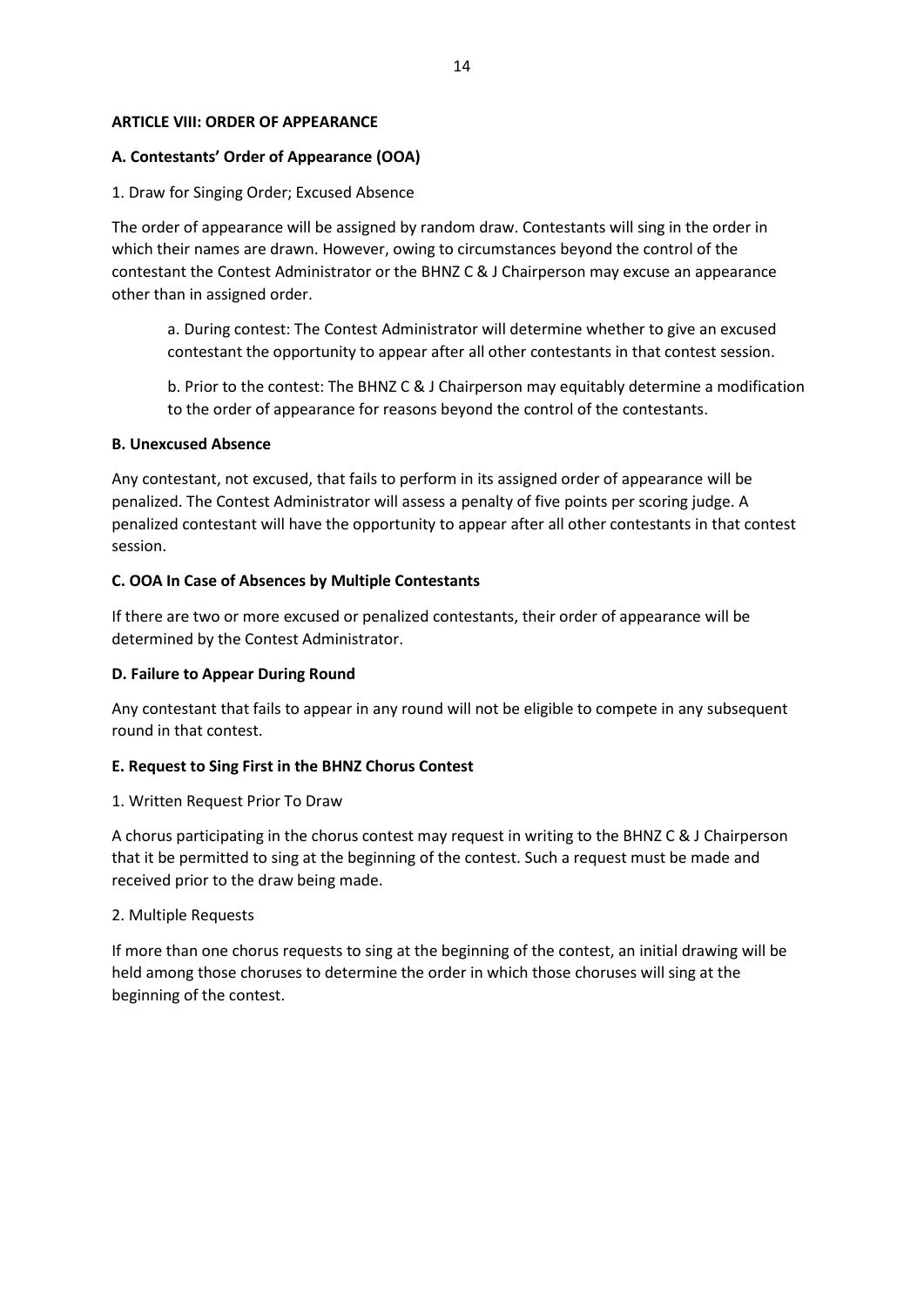## ARTICLE VIII: ORDER OF APPEARANCE

### A. Contestants' Order of Appearance (OOA)

1. Draw for Singing Order; Excused Absence

The order of appearance will be assigned by random draw. Contestants will sing in the order in which their names are drawn. However, owing to circumstances beyond the control of the contestant the Contest Administrator or the BHNZ C & J Chairperson may excuse an appearance other than in assigned order.

a. During contest: The Contest Administrator will determine whether to give an excused contestant the opportunity to appear after all other contestants in that contest session.

b. Prior to the contest: The BHNZ C & J Chairperson may equitably determine a modification to the order of appearance for reasons beyond the control of the contestants.

### B. Unexcused Absence

Any contestant, not excused, that fails to perform in its assigned order of appearance will be penalized. The Contest Administrator will assess a penalty of five points per scoring judge. A penalized contestant will have the opportunity to appear after all other contestants in that contest session.

### C. OOA In Case of Absences by Multiple Contestants

If there are two or more excused or penalized contestants, their order of appearance will be determined by the Contest Administrator.

### D. Failure to Appear During Round

Any contestant that fails to appear in any round will not be eligible to compete in any subsequent round in that contest.

### E. Request to Sing First in the BHNZ Chorus Contest

1. Written Request Prior To Draw

A chorus participating in the chorus contest may request in writing to the BHNZ C & J Chairperson that it be permitted to sing at the beginning of the contest. Such a request must be made and received prior to the draw being made.

2. Multiple Requests

If more than one chorus requests to sing at the beginning of the contest, an initial drawing will be held among those choruses to determine the order in which those choruses will sing at the beginning of the contest.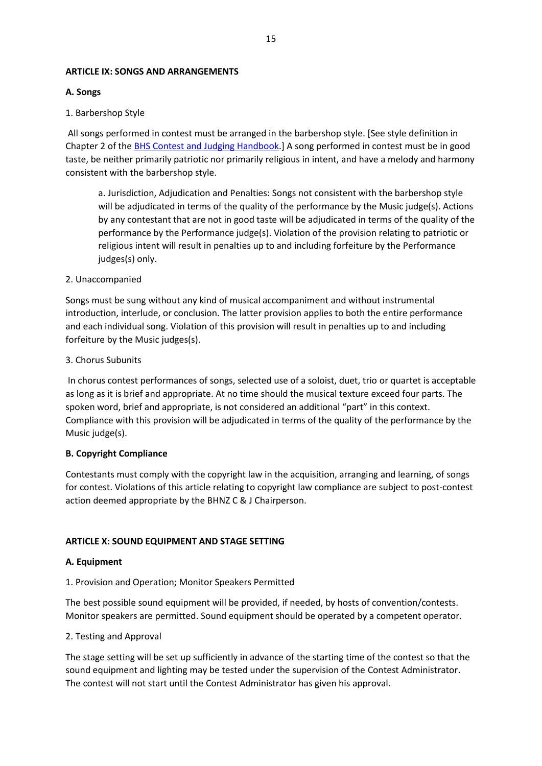## ARTICLE IX: SONGS AND ARRANGEMENTS

### A. Songs

1. Barbershop Style

All songs performed in contest must be arranged in the barbershop style. [See style definition in Chapter 2 of the BHS Contest and Judging Handbook.] A song performed in contest must be in good taste, be neither primarily patriotic nor primarily religious in intent, and have a melody and harmony consistent with the barbershop style.

> a. Jurisdiction, Adjudication and Penalties: Songs not consistent with the barbershop style will be adjudicated in terms of the quality of the performance by the Music judge(s). Actions by any contestant that are not in good taste will be adjudicated in terms of the quality of the performance by the Performance judge(s). Violation of the provision relating to patriotic or religious intent will result in penalties up to and including forfeiture by the Performance judges(s) only.

2. Unaccompanied

Songs must be sung without any kind of musical accompaniment and without instrumental introduction, interlude, or conclusion. The latter provision applies to both the entire performance and each individual song. Violation of this provision will result in penalties up to and including forfeiture by the Music judges(s).

3. Chorus Subunits

In chorus contest performances of songs, selected use of a soloist, duet, trio or quartet is acceptable as long as it is brief and appropriate. At no time should the musical texture exceed four parts. The spoken word, brief and appropriate, is not considered an additional "part" in this context. Compliance with this provision will be adjudicated in terms of the quality of the performance by the Music judge(s).

### B. Copyright Compliance

Contestants must comply with the copyright law in the acquisition, arranging and learning, of songs for contest. Violations of this article relating to copyright law compliance are subject to post-contest action deemed appropriate by the BHNZ C & J Chairperson.

## ARTICLE X: SOUND EQUIPMENT AND STAGE SETTING

### A. Equipment

1. Provision and Operation; Monitor Speakers Permitted

The best possible sound equipment will be provided, if needed, by hosts of convention/contests. Monitor speakers are permitted. Sound equipment should be operated by a competent operator.

2. Testing and Approval

The stage setting will be set up sufficiently in advance of the starting time of the contest so that the sound equipment and lighting may be tested under the supervision of the Contest Administrator. The contest will not start until the Contest Administrator has given his approval.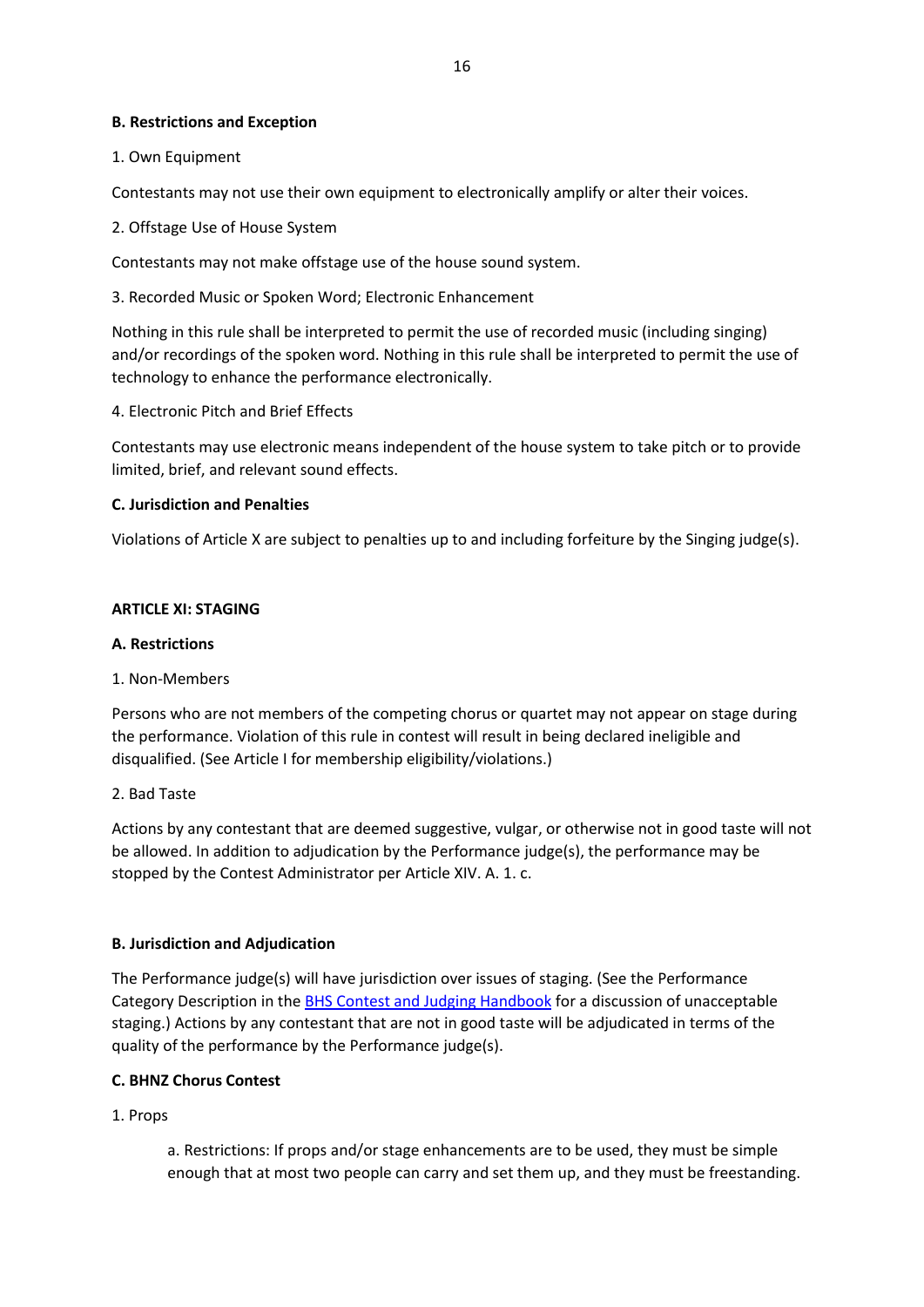**B. Restrictions and Exception**

1. Own Equipment

Contestants may not use their own equipment to electronically amplify or alter their voices.

2. Offstage Use of House System

Contestants may not make offstage use of the house sound system.

3. Recorded Music or Spoken Word; Electronic Enhancement

Nothing in this rule shall be interpreted to permit the use of recorded music (including singing) and/or recordings of the spoken word. Nothing in this rule shall be interpreted to permit the use of technology to enhance the performance electronically.

4. Electronic Pitch and Brief Effects

Contestants may use electronic means independent of the house system to take pitch or to provide limited, brief, and relevant sound effects.

**C. Jurisdiction and Penalties**

Violations of Article X are subject to penalties up to and including forfeiture by the Singing judge(s).

## ARTICLE XI: STAGING

**A. Restrictions**

1. Non-Members

Persons who are not members of the competing chorus or quartet may not appear on stage during the performance. Violation of this rule in contest will result in being declared ineligible and disqualified. (See Article I for membership eligibility/violations.)

2. Bad Taste

Actions by any contestant that are deemed suggestive, vulgar, or otherwise not in good taste will not be allowed. In addition to adjudication by the Performance judge(s), the performance may be stopped by the Contest Administrator per Article XIV. A. 1. c.

**B. Jurisdiction and Adjudication**

The Performance judge(s) will have jurisdiction over issues of staging. (See the Performance Category Description in the BHS Contest and Judging Handbook for a discussion of unacceptable staging.) Actions by any contestant that are not in good taste will be adjudicated in terms of the quality of the performance by the Performance judge(s).

**C. BHNZ Chorus Contest**

1. Props

a. Restrictions: If props and/or stage enhancements are to be used, they must be simple enough that at most two people can carry and set them up, and they must be freestanding.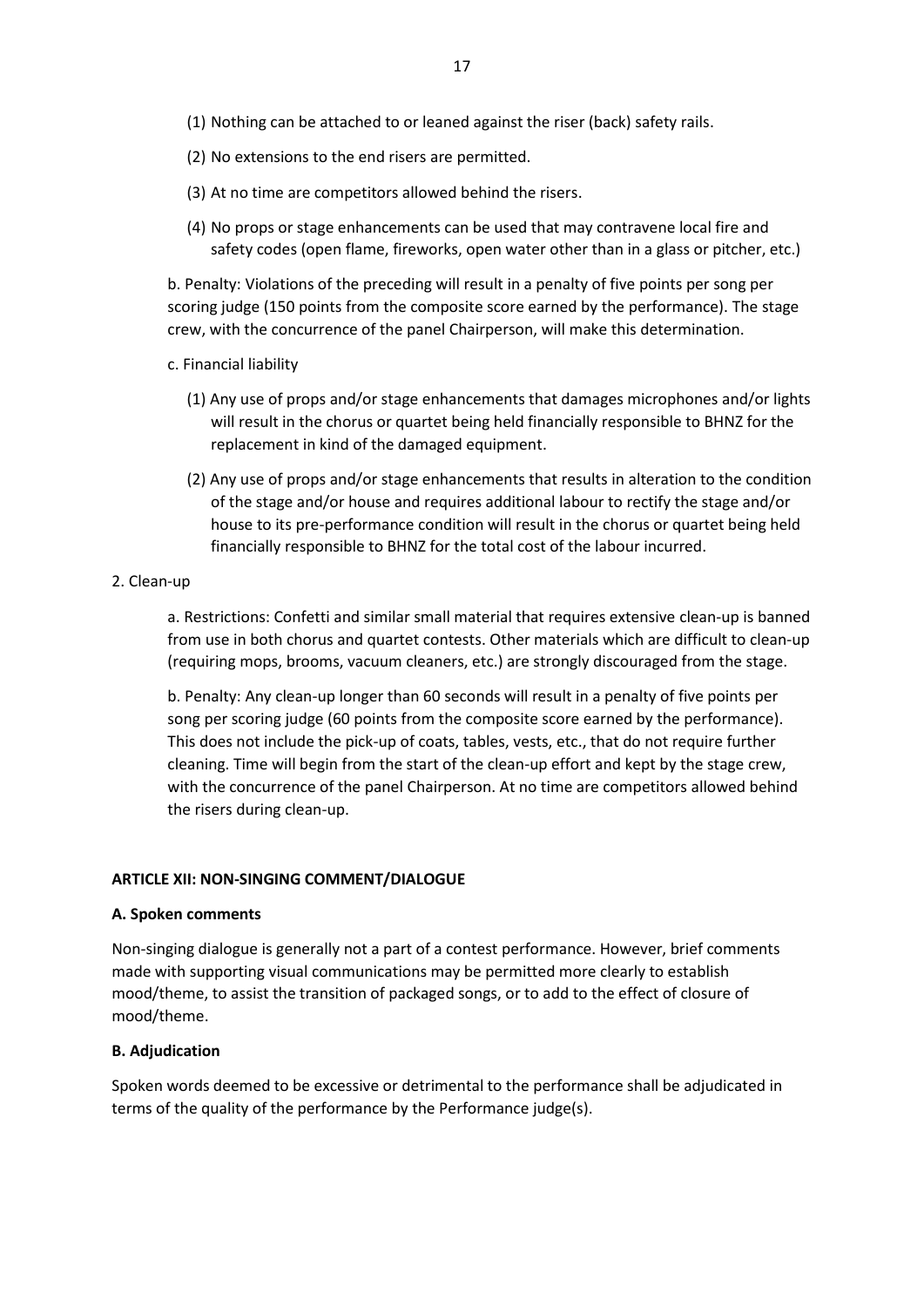(1) Nothing can be attached to or leaned against the riser (back) safety rails.

(2) No extensions to the end risers are permitted.

(3) At no time are competitors allowed behind the risers.

(4) No props or stage enhancements can be used that may contravene local fire and safety codes (open flame, fireworks, open water other than in a glass or pitcher, etc.)

b. Penalty: Violations of the preceding will result in a penalty of five points per song per scoring judge (150 points from the composite score earned by the performance). The stage crew, with the concurrence of the panel Chairperson, will make this determination.

c. Financial liability

(1) Any use of props and/or stage enhancements that damages microphones and/or lights will result in the chorus or quartet being held financially responsible to BHNZ for the replacement in kind of the damaged equipment.

(2) Any use of props and/or stage enhancements that results in alteration to the condition of the stage and/or house and requires additional labour to rectify the stage and/or house to its pre-performance condition will result in the chorus or quartet being held financially responsible to BHNZ for the total cost of the labour incurred.

2. Clean-up

a. Restrictions: Confetti and similar small material that requires extensive clean-up is banned from use in both chorus and quartet contests. Other materials which are difficult to clean-up (requiring mops, brooms, vacuum cleaners, etc.) are strongly discouraged from the stage.

b. Penalty: Any clean-up longer than 60 seconds will result in a penalty of five points per song per scoring judge (60 points from the composite score earned by the performance). This does not include the pick-up of coats, tables, vests, etc., that do not require further cleaning. Time will begin from the start of the clean-up effort and kept by the stage crew, with the concurrence of the panel Chairperson. At no time are competitors allowed behind the risers during clean-up.

**ARTICLE XII: NON-SINGING COMMENT/DIALOGUE**

**A. Spoken comments**

Non-singing dialogue is generally not a part of a contest performance. However, brief comments made with supporting visual communications may be permitted more clearly to establish mood/theme, to assist the transition of packaged songs, or to add to the effect of closure of mood/theme.

**B. Adjudication**

Spoken words deemed to be excessive or detrimental to the performance shall be adjudicated in terms of the quality of the performance by the Performance judge(s).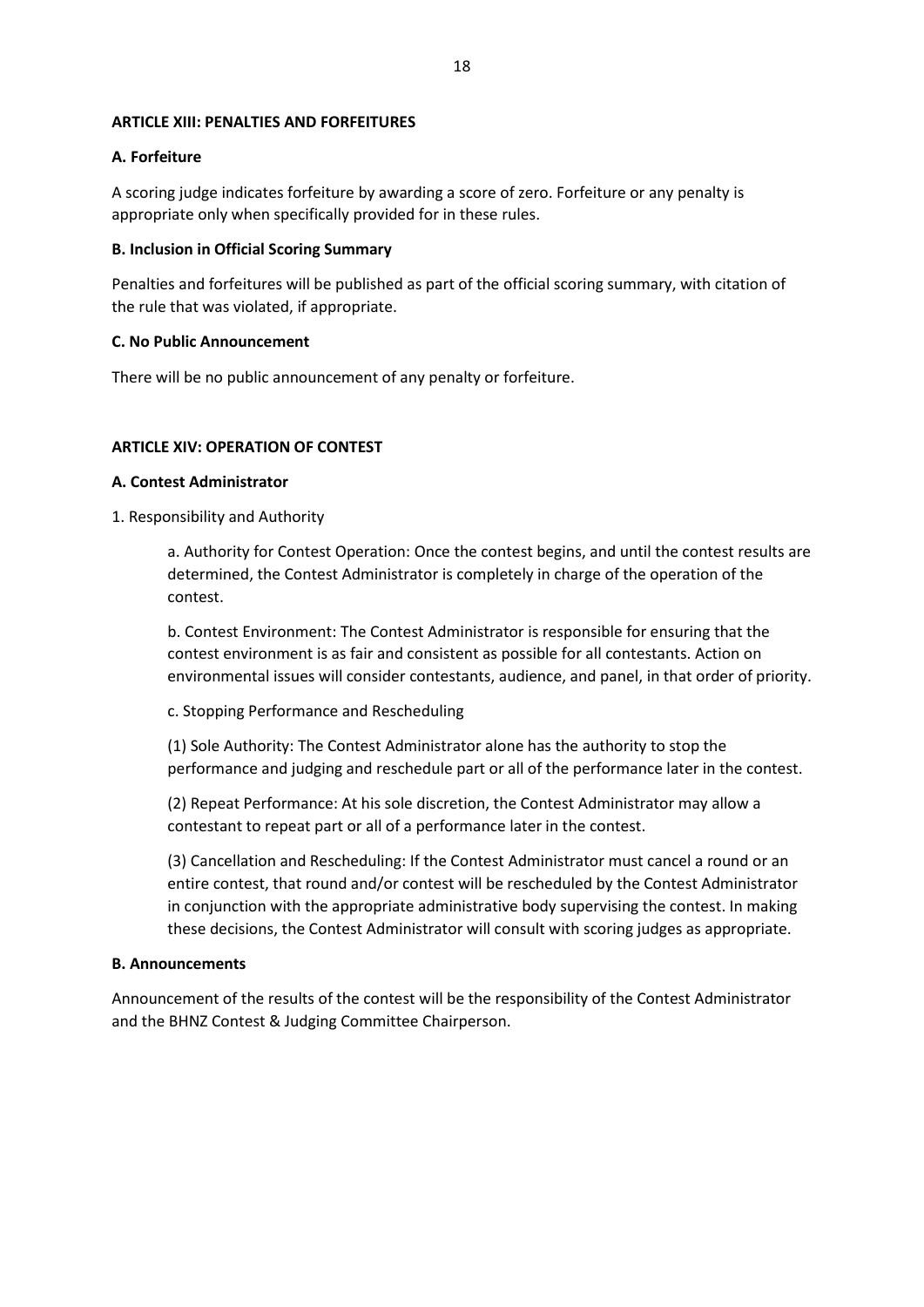**ARTICLE XIII: PENALTIES AND FORFEITURES**

**A. Forfeiture**

A scoring judge indicates forfeiture by awarding a score of zero. Forfeiture or any penalty is appropriate only when specifically provided for in these rules.

**B. Inclusion in Official Scoring Summary**

Penalties and forfeitures will be published as part of the official scoring summary, with citation of the rule that was violated, if appropriate.

**C. No Public Announcement**

There will be no public announcement of any penalty or forfeiture.

**ARTICLE XIV: OPERATION OF CONTEST**

**A. Contest Administrator**

1. Responsibility and Authority

a. Authority for Contest Operation: Once the contest begins, and until the contest results are determined, the Contest Administrator is completely in charge of the operation of the contest.

b. Contest Environment: The Contest Administrator is responsible for ensuring that the contest environment is as fair and consistent as possible for all contestants. Action on environmental issues will consider contestants, audience, and panel, in that order of priority.

c. Stopping Performance and Rescheduling

(1) Sole Authority: The Contest Administrator alone has the authority to stop the performance and judging and reschedule part or all of the performance later in the contest.

(2) Repeat Performance: At his sole discretion, the Contest Administrator may allow a contestant to repeat part or all of a performance later in the contest.

(3) Cancellation and Rescheduling: If the Contest Administrator must cancel a round or an entire contest, that round and/or contest will be rescheduled by the Contest Administrator in conjunction with the appropriate administrative body supervising the contest. In making these decisions, the Contest Administrator will consult with scoring judges as appropriate.

**B. Announcements**

Announcement of the results of the contest will be the responsibility of the Contest Administrator and the BHNZ Contest & Judging Committee Chairperson.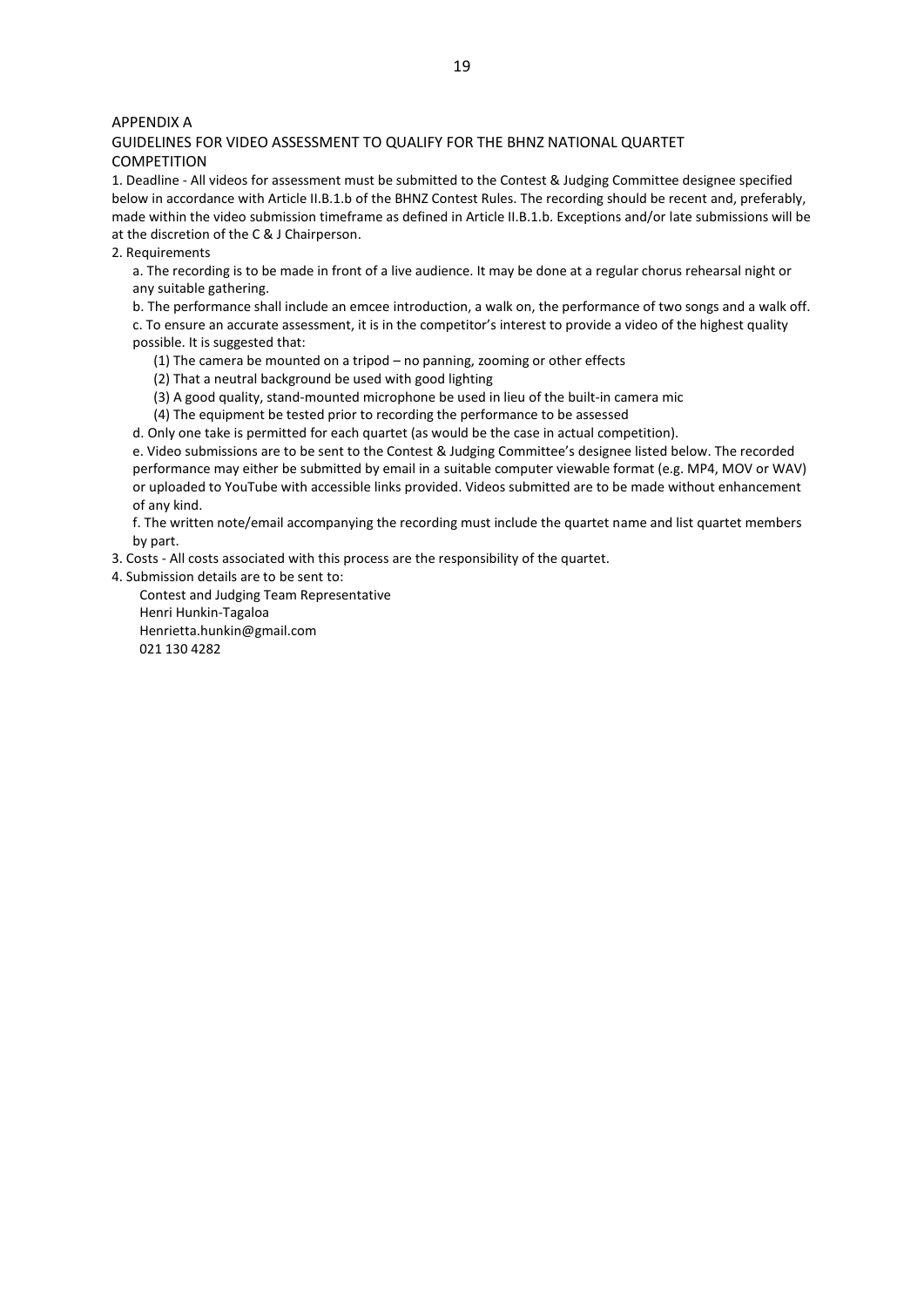## APPENDIX A

## GUIDELINES FOR VIDEO ASSESSMENT TO QUALIFY FOR THE BHNZ NATIONAL QUARTET COMPETITION

1. Deadline - All videos for assessment must be submitted to the Contest & Judging Committee designee specified below in accordance with Article II.B.1.b of the BHNZ Contest Rules. The recording should be recent and, preferably, made within the video submission timeframe as defined in Article II.B.1.b. Exceptions and/or late submissions will be at the discretion of the C & J Chairperson.
2. Requirements
   a. The recording is to be made in front of a live audience. It may be done at a regular chorus rehearsal night or any suitable gathering.
   b. The performance shall include an emcee introduction, a walk on, the performance of two songs and a walk off.
   c. To ensure an accurate assessment, it is in the competitor's interest to provide a video of the highest quality possible. It is suggested that:
      (1) The camera be mounted on a tripod – no panning, zooming or other effects
      (2) That a neutral background be used with good lighting
      (3) A good quality, stand-mounted microphone be used in lieu of the built-in camera mic
      (4) The equipment be tested prior to recording the performance to be assessed
   d. Only one take is permitted for each quartet (as would be the case in actual competition).
   e. Video submissions are to be sent to the Contest & Judging Committee's designee listed below. The recorded performance may either be submitted by email in a suitable computer viewable format (e.g. MP4, MOV or WAV) or uploaded to YouTube with accessible links provided. Videos submitted are to be made without enhancement of any kind.
   f. The written note/email accompanying the recording must include the quartet name and list quartet members by part.
3. Costs - All costs associated with this process are the responsibility of the quartet.
4. Submission details are to be sent to:

   Contest and Judging Team Representative
   Henri Hunkin-Tagaloa
   Henrietta.hunkin@gmail.com
   021 130 4282